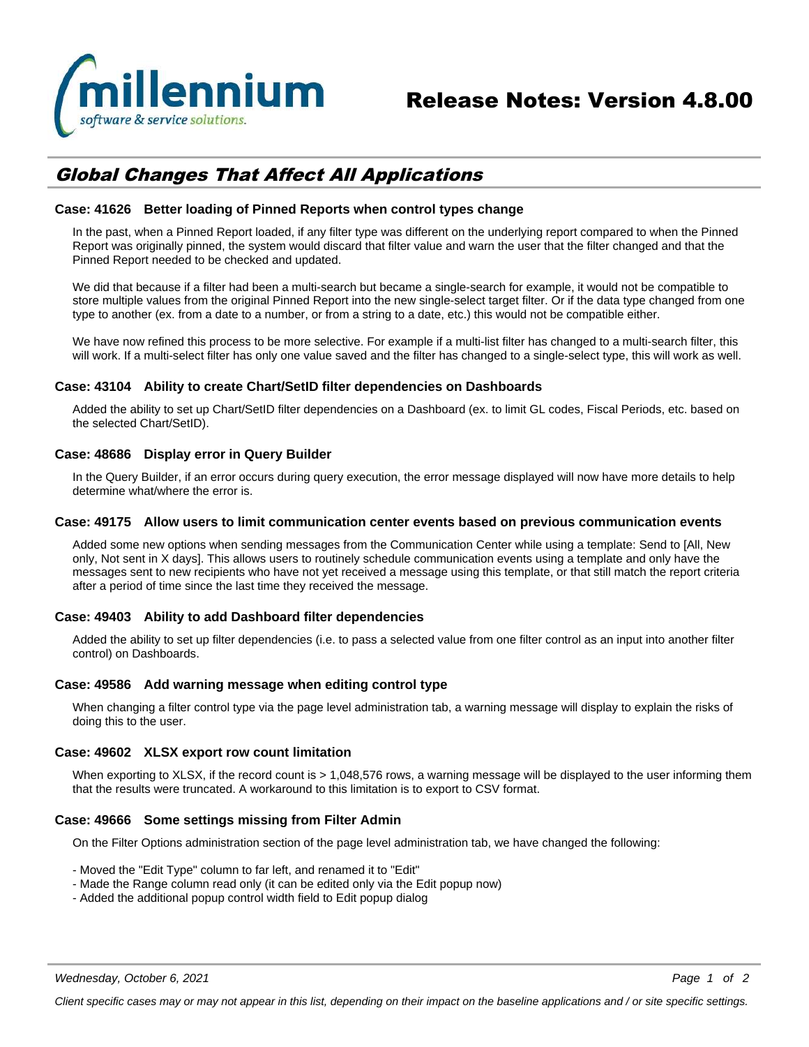# Release Notes: Version 4.8.00

## Global Changes That Affect All Applications

### Case: 41626 Better loading of Pinned Reports when control types change

In the past, when a Pinned Report loaded, if any filter type was different on the underlying report compared to when the Pinned Report was originally pinned, the system would discard that filter value and warn the user that the filter changed and that the Pinned Report needed to be checked and updated.

We did that because if a filter had been a multi-search but became a single-search for example, it would not be compatible to store multiple values from the original Pinned Report into the new single-select target filter. Or if the data type changed from one type to another (ex. from a date to a number, or from a string to a date, etc.) this would not be compatible either.

We have now refined this process to be more selective. For example if a multi-list filter has changed to a multi-search filter, this will work. If a multi-select filter has only one value saved and the filter has changed to a single-select type, this will work as well.

### Case: 43104 Ability to create Chart/SetID filter dependencies on Dashboards

Added the ability to set up Chart/SetID filter dependencies on a Dashboard (ex. to limit GL codes, Fiscal Periods, etc. based on the selected Chart/SetID).

### Case: 48686 Display error in Query Builder

In the Query Builder, if an error occurs during query execution, the error message displayed will now have more details to help determine what/where the error is.

### Case: 49175 Allow users to limit communication center events based on previous communication events

Added some new options when sending messages from the Communication Center while using a template: Send to [All, New only, Not sent in X days]. This allows users to routinely schedule communication events using a template and only have the messages sent to new recipients who have not yet received a message using this template, or that still match the report criteria after a period of time since the last time they received the message.

### Case: 49403 Ability to add Dashboard filter dependencies

Added the ability to set up filter dependencies (i.e. to pass a selected value from one filter control as an input into another filter control) on Dashboards.

### Case: 49586 Add warning message when editing control type

When changing a filter control type via the page level administration tab, a warning message will display to explain the risks of doing this to the user.

### Case: 49602 XLSX export row count limitation

When exporting to XLSX, if the record count is > 1,048,576 rows, a warning message will be displayed to the user informing them that the results were truncated. A workaround to this limitation is to export to CSV format.

### Case: 49666 Some settings missing from Filter Admin

On the Filter Options administration section of the page level administration tab, we have changed the following:

- Moved the "Edit Type" column to far left, and renamed it to "Edit"
- Made the Range column read only (it can be edited only via the Edit popup now)
- Added the additional popup control width field to Edit popup dialog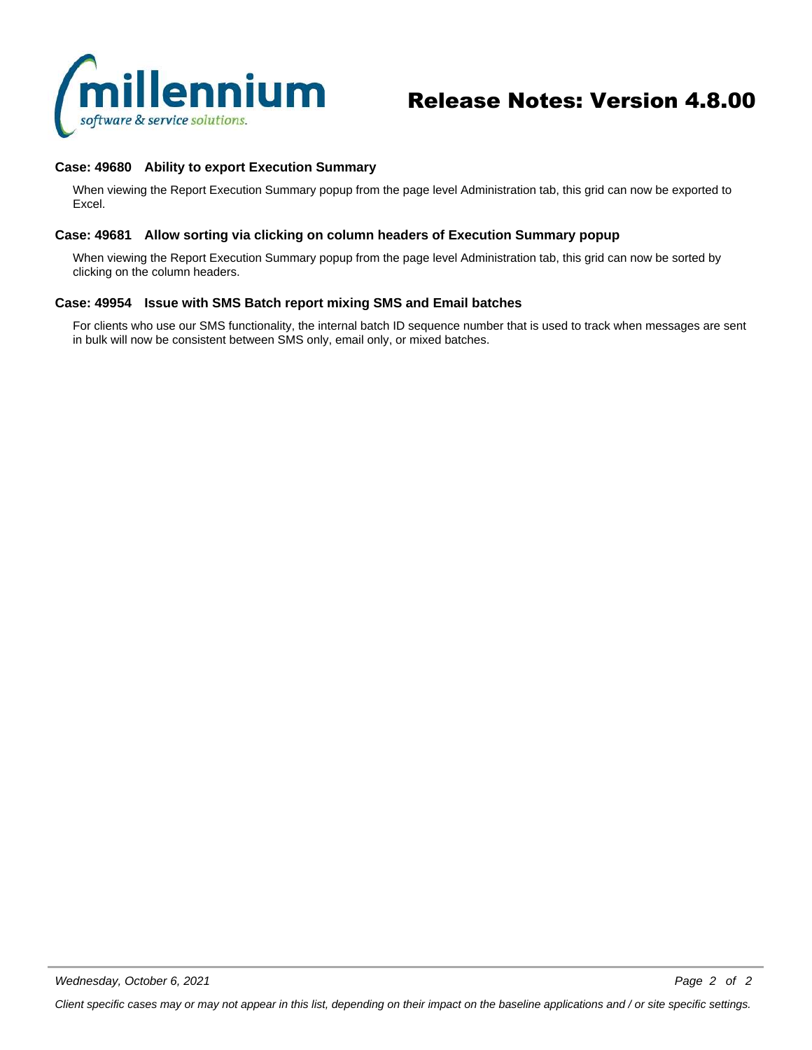### Case: 49680 Ability to export Execution Summary

When viewing the Report Execution Summary popup from the page level Administration tab, this grid can now be exported to Excel.

### Case: 49681 Allow sorting via clicking on column headers of Execution Summary popup

When viewing the Report Execution Summary popup from the page level Administration tab, this grid can now be sorted by clicking on the column headers.

### Case: 49954 Issue with SMS Batch report mixing SMS and Email batches

For clients who use our SMS functionality, the internal batch ID sequence number that is used to track when messages are sent in bulk will now be consistent between SMS only, email only, or mixed batches.